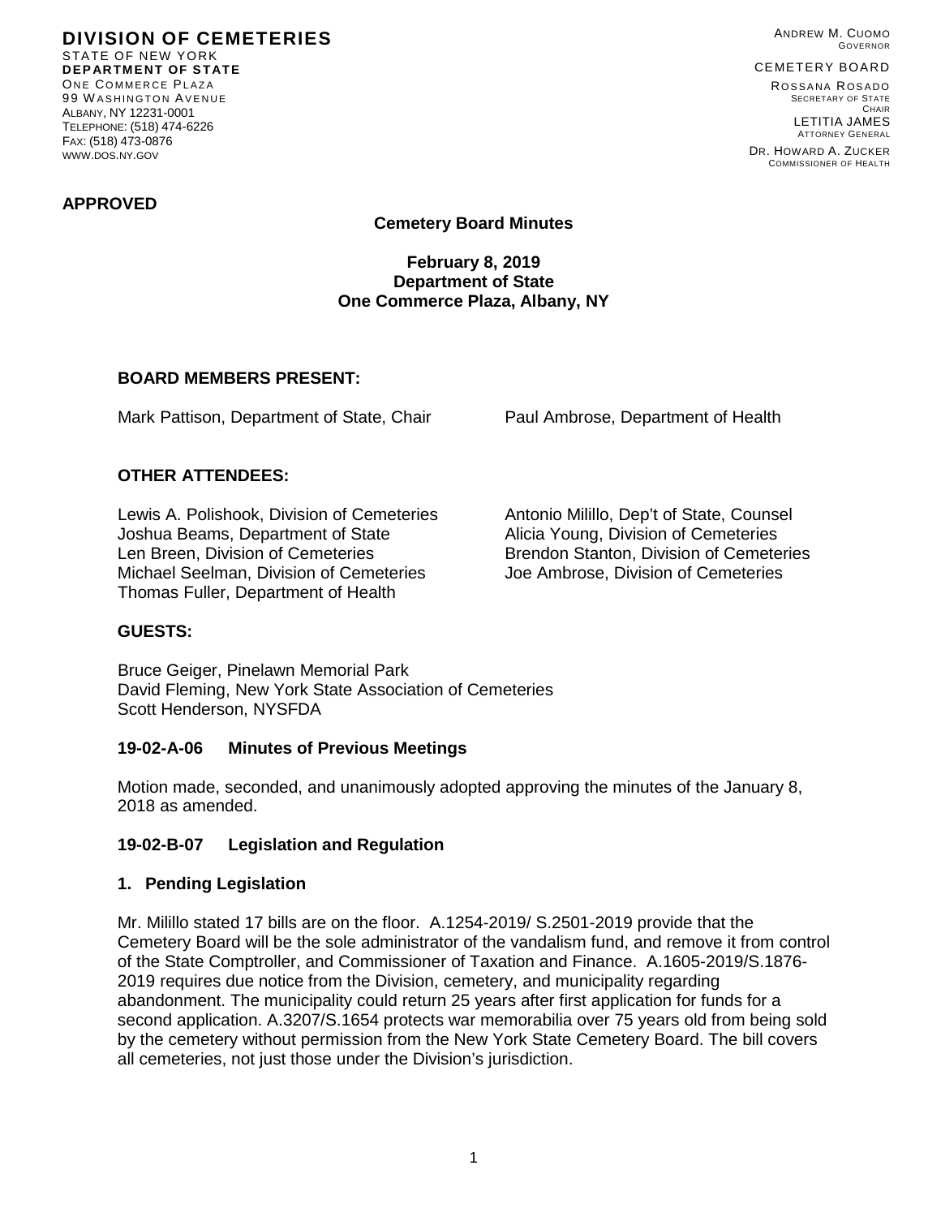**DIVISION OF CEMETERIES**
STATE OF NEW YORK
**DEPARTMENT OF STATE**
ONE COMMERCE PLAZA
99 WASHINGTON AVENUE
ALBANY, NY 12231-0001
TELEPHONE: (518) 474-6226
FAX: (518) 473-0876
WWW.DOS.NY.GOV

ANDREW M. CUOMO
GOVERNOR

CEMETERY BOARD
ROSSANA ROSADO
SECRETARY OF STATE
CHAIR
LETITIA JAMES
ATTORNEY GENERAL
DR. HOWARD A. ZUCKER
COMMISSIONER OF HEALTH

**APPROVED**

**Cemetery Board Minutes**

**February 8, 2019**
**Department of State**
**One Commerce Plaza, Albany, NY**

**BOARD MEMBERS PRESENT:**

Mark Pattison, Department of State, Chair
Paul Ambrose, Department of Health

**OTHER ATTENDEES:**

Lewis A. Polishook, Division of Cemeteries
Joshua Beams, Department of State
Len Breen, Division of Cemeteries
Michael Seelman, Division of Cemeteries
Thomas Fuller, Department of Health
Antonio Milillo, Dep't of State, Counsel
Alicia Young, Division of Cemeteries
Brendon Stanton, Division of Cemeteries
Joe Ambrose, Division of Cemeteries

**GUESTS:**

Bruce Geiger, Pinelawn Memorial Park
David Fleming, New York State Association of Cemeteries
Scott Henderson, NYSFDA

**19-02-A-06 Minutes of Previous Meetings**

Motion made, seconded, and unanimously adopted approving the minutes of the January 8, 2018 as amended.

**19-02-B-07 Legislation and Regulation**

**1. Pending Legislation**

Mr. Milillo stated 17 bills are on the floor. A.1254-2019/ S.2501-2019 provide that the Cemetery Board will be the sole administrator of the vandalism fund, and remove it from control of the State Comptroller, and Commissioner of Taxation and Finance. A.1605-2019/S.1876-2019 requires due notice from the Division, cemetery, and municipality regarding abandonment. The municipality could return 25 years after first application for funds for a second application. A.3207/S.1654 protects war memorabilia over 75 years old from being sold by the cemetery without permission from the New York State Cemetery Board. The bill covers all cemeteries, not just those under the Division's jurisdiction.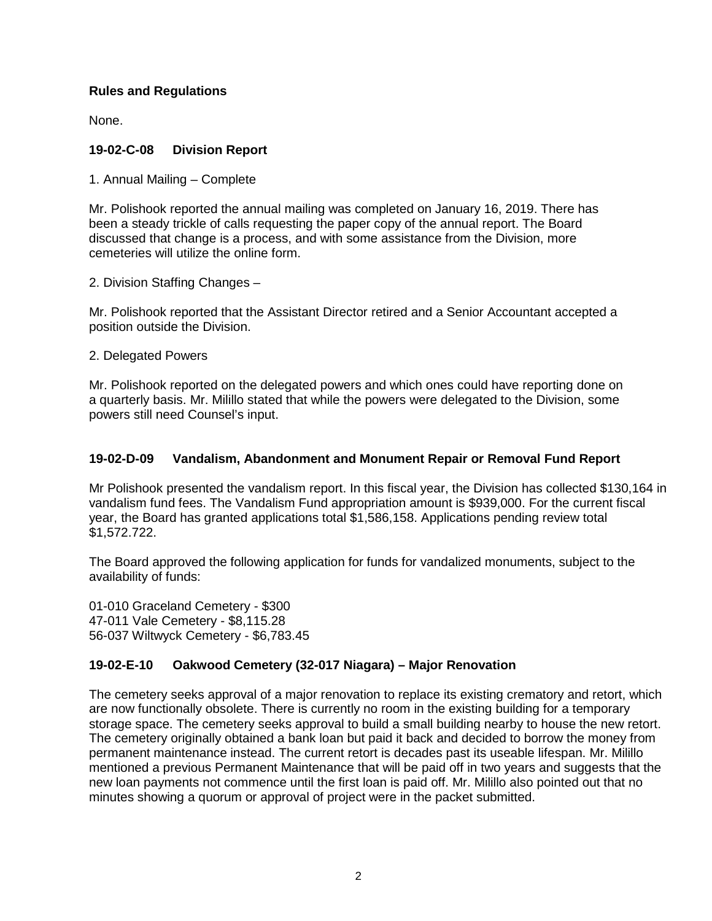**Rules and Regulations**

None.

**19-02-C-08 Division Report**

1. Annual Mailing – Complete

Mr. Polishook reported the annual mailing was completed on January 16, 2019. There has been a steady trickle of calls requesting the paper copy of the annual report. The Board discussed that change is a process, and with some assistance from the Division, more cemeteries will utilize the online form.

2. Division Staffing Changes –

Mr. Polishook reported that the Assistant Director retired and a Senior Accountant accepted a position outside the Division.

2. Delegated Powers

Mr. Polishook reported on the delegated powers and which ones could have reporting done on a quarterly basis. Mr. Milillo stated that while the powers were delegated to the Division, some powers still need Counsel's input.

**19-02-D-09 Vandalism, Abandonment and Monument Repair or Removal Fund Report**

Mr Polishook presented the vandalism report. In this fiscal year, the Division has collected $130,164 in vandalism fund fees. The Vandalism Fund appropriation amount is $939,000. For the current fiscal year, the Board has granted applications total $1,586,158. Applications pending review total $1,572.722.

The Board approved the following application for funds for vandalized monuments, subject to the availability of funds:

01-010 Graceland Cemetery - $300
47-011 Vale Cemetery - $8,115.28
56-037 Wiltwyck Cemetery - $6,783.45

**19-02-E-10 Oakwood Cemetery (32-017 Niagara) – Major Renovation**

The cemetery seeks approval of a major renovation to replace its existing crematory and retort, which are now functionally obsolete. There is currently no room in the existing building for a temporary storage space. The cemetery seeks approval to build a small building nearby to house the new retort. The cemetery originally obtained a bank loan but paid it back and decided to borrow the money from permanent maintenance instead. The current retort is decades past its useable lifespan. Mr. Milillo mentioned a previous Permanent Maintenance that will be paid off in two years and suggests that the new loan payments not commence until the first loan is paid off. Mr. Milillo also pointed out that no minutes showing a quorum or approval of project were in the packet submitted.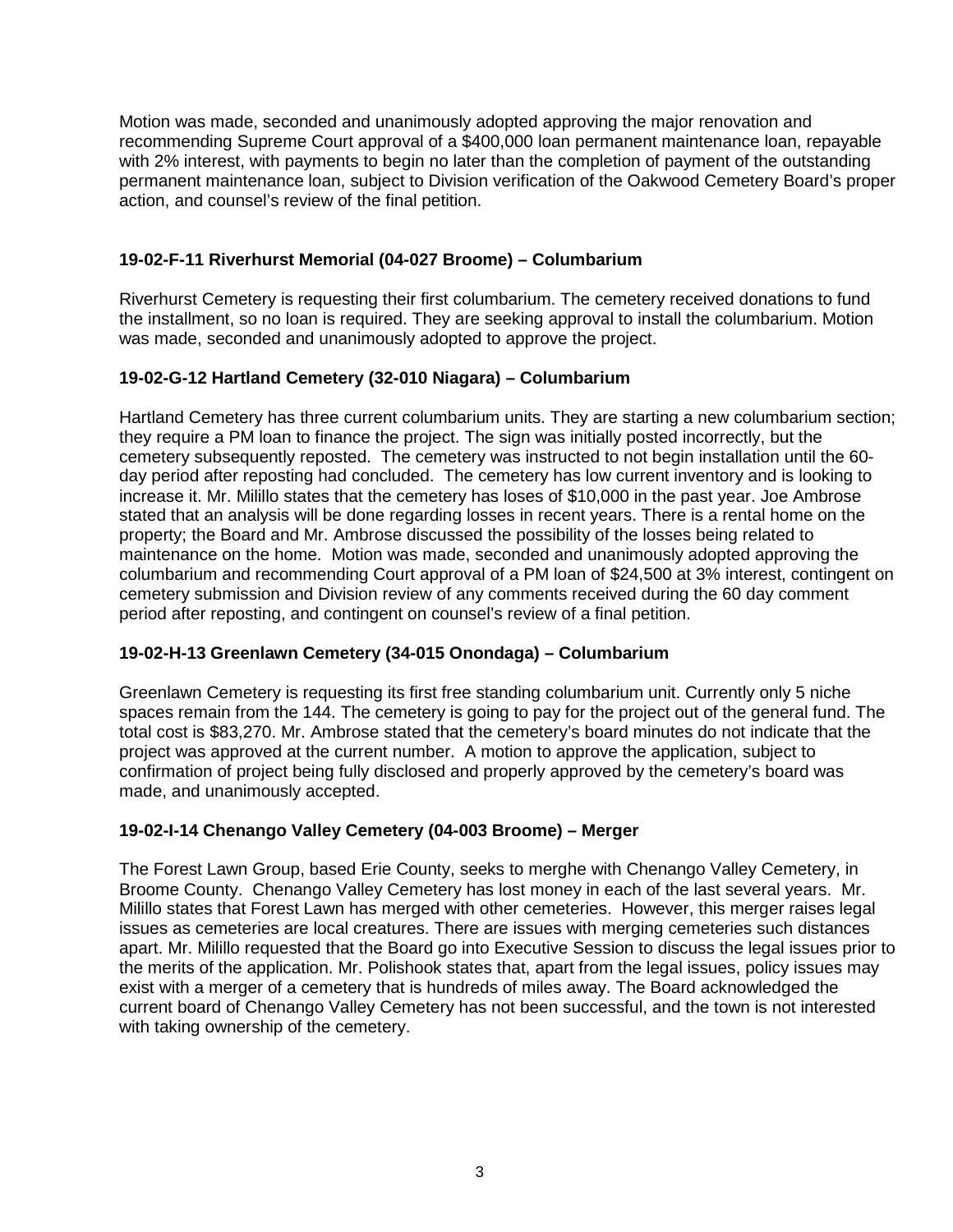Motion was made, seconded and unanimously adopted approving the major renovation and recommending Supreme Court approval of a $400,000 loan permanent maintenance loan, repayable with 2% interest, with payments to begin no later than the completion of payment of the outstanding permanent maintenance loan, subject to Division verification of the Oakwood Cemetery Board's proper action, and counsel's review of the final petition.

**19-02-F-11 Riverhurst Memorial (04-027 Broome) – Columbarium**

Riverhurst Cemetery is requesting their first columbarium. The cemetery received donations to fund the installment, so no loan is required. They are seeking approval to install the columbarium. Motion was made, seconded and unanimously adopted to approve the project.

**19-02-G-12 Hartland Cemetery (32-010 Niagara) – Columbarium**

Hartland Cemetery has three current columbarium units. They are starting a new columbarium section; they require a PM loan to finance the project. The sign was initially posted incorrectly, but the cemetery subsequently reposted. The cemetery was instructed to not begin installation until the 60-day period after reposting had concluded. The cemetery has low current inventory and is looking to increase it. Mr. Mililllo states that the cemetery has loses of $10,000 in the past year. Joe Ambrose stated that an analysis will be done regarding losses in recent years. There is a rental home on the property; the Board and Mr. Ambrose discussed the possibility of the losses being related to maintenance on the home. Motion was made, seconded and unanimously adopted approving the columbarium and recommending Court approval of a PM loan of $24,500 at 3% interest, contingent on cemetery submission and Division review of any comments received during the 60 day comment period after reposting, and contingent on counsel's review of a final petition.

**19-02-H-13 Greenlawn Cemetery (34-015 Onondaga) – Columbarium**

Greenlawn Cemetery is requesting its first free standing columbarium unit. Currently only 5 niche spaces remain from the 144. The cemetery is going to pay for the project out of the general fund. The total cost is $83,270. Mr. Ambrose stated that the cemetery's board minutes do not indicate that the project was approved at the current number. A motion to approve the application, subject to confirmation of project being fully disclosed and properly approved by the cemetery's board was made, and unanimously accepted.

**19-02-I-14 Chenango Valley Cemetery (04-003 Broome) – Merger**

The Forest Lawn Group, based Erie County, seeks to merghe with Chenango Valley Cemetery, in Broome County. Chenango Valley Cemetery has lost money in each of the last several years. Mr. Mililllo states that Forest Lawn has merged with other cemeteries. However, this merger raises legal issues as cemeteries are local creatures. There are issues with merging cemeteries such distances apart. Mr. Mililllo requested that the Board go into Executive Session to discuss the legal issues prior to the merits of the application. Mr. Polishook states that, apart from the legal issues, policy issues may exist with a merger of a cemetery that is hundreds of miles away. The Board acknowledged the current board of Chenango Valley Cemetery has not been successful, and the town is not interested with taking ownership of the cemetery.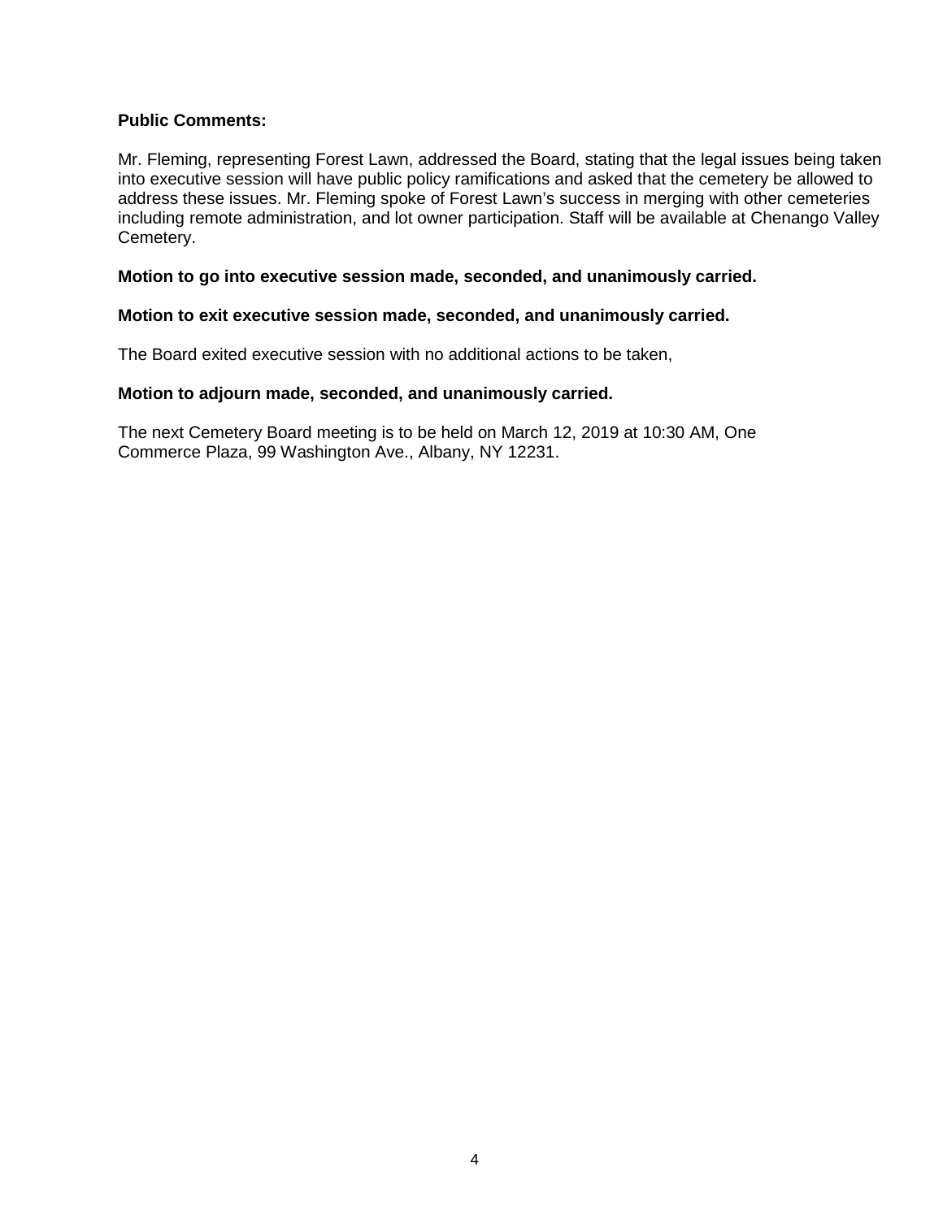**Public Comments:**

Mr. Fleming, representing Forest Lawn, addressed the Board, stating that the legal issues being taken into executive session will have public policy ramifications and asked that the cemetery be allowed to address these issues. Mr. Fleming spoke of Forest Lawn's success in merging with other cemeteries including remote administration, and lot owner participation. Staff will be available at Chenango Valley Cemetery.

**Motion to go into executive session made, seconded, and unanimously carried.**

**Motion to exit executive session made, seconded, and unanimously carried.**

The Board exited executive session with no additional actions to be taken,

**Motion to adjourn made, seconded, and unanimously carried.**

The next Cemetery Board meeting is to be held on March 12, 2019 at 10:30 AM, One Commerce Plaza, 99 Washington Ave., Albany, NY 12231.